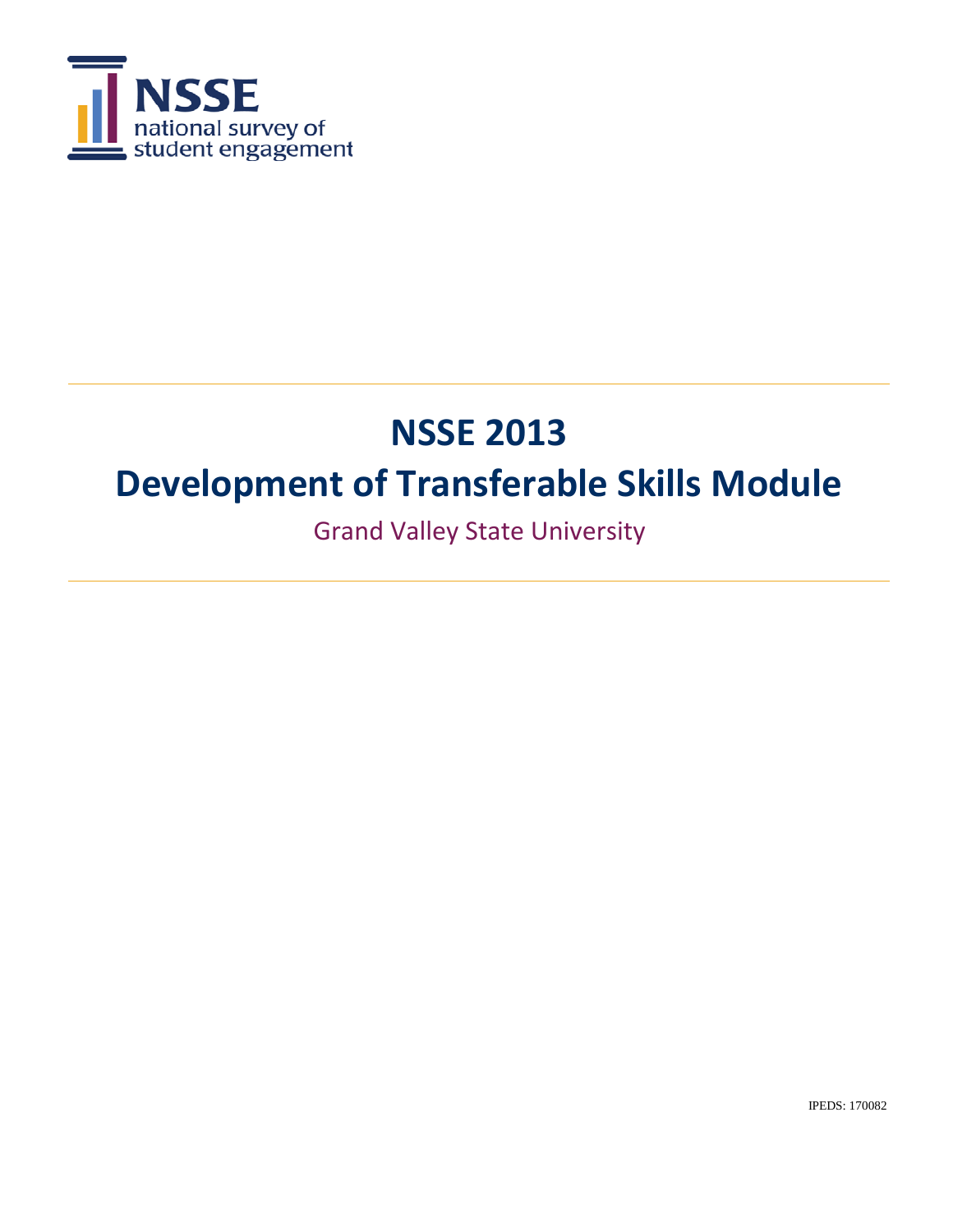NSSE
national survey of
student engagement

# NSSE 2013

# Development of Transferable Skills Module

Grand Valley State University

IPEDS: 170082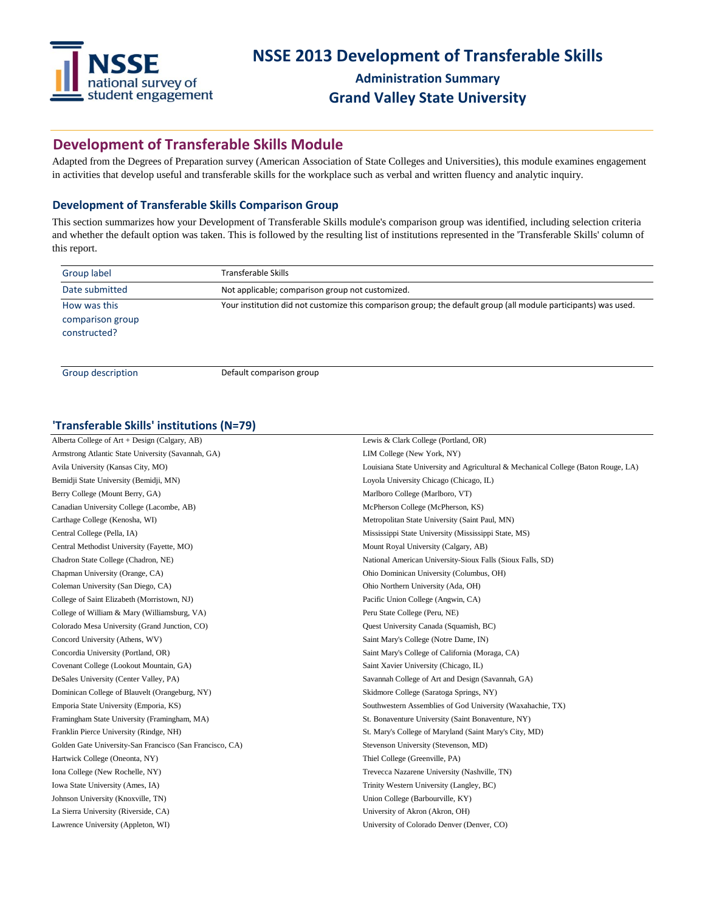# NSSE 2013 Development of Transferable Skills

## Administration Summary

## Grand Valley State University

## Development of Transferable Skills Module

Adapted from the Degrees of Preparation survey (American Association of State Colleges and Universities), this module examines engagement in activities that develop useful and transferable skills for the workplace such as verbal and written fluency and analytic inquiry.

### Development of Transferable Skills Comparison Group

This section summarizes how your Development of Transferable Skills module's comparison group was identified, including selection criteria and whether the default option was taken. This is followed by the resulting list of institutions represented in the 'Transferable Skills' column of this report.

| | |
|---|---|
| Group label | Transferable Skills |
| Date submitted | Not applicable; comparison group not customized. |
| How was this comparison group constructed? | Your institution did not customize this comparison group; the default group (all module participants) was used. |
| Group description | Default comparison group |

### 'Transferable Skills' institutions (N=79)

Alberta College of Art + Design (Calgary, AB)
Armstrong Atlantic State University (Savannah, GA)
Avila University (Kansas City, MO)
Bemidji State University (Bemidji, MN)
Berry College (Mount Berry, GA)
Canadian University College (Lacombe, AB)
Carthage College (Kenosha, WI)
Central College (Pella, IA)
Central Methodist University (Fayette, MO)
Chadron State College (Chadron, NE)
Chapman University (Orange, CA)
Coleman University (San Diego, CA)
College of Saint Elizabeth (Morristown, NJ)
College of William & Mary (Williamsburg, VA)
Colorado Mesa University (Grand Junction, CO)
Concord University (Athens, WV)
Concordia University (Portland, OR)
Covenant College (Lookout Mountain, GA)
DeSales University (Center Valley, PA)
Dominican College of Blauvelt (Orangeburg, NY)
Emporia State University (Emporia, KS)
Framingham State University (Framingham, MA)
Franklin Pierce University (Rindge, NH)
Golden Gate University-San Francisco (San Francisco, CA)
Hartwick College (Oneonta, NY)
Iona College (New Rochelle, NY)
Iowa State University (Ames, IA)
Johnson University (Knoxville, TN)
La Sierra University (Riverside, CA)
Lawrence University (Appleton, WI)
Lewis & Clark College (Portland, OR)
LIM College (New York, NY)
Louisiana State University and Agricultural & Mechanical College (Baton Rouge, LA)
Loyola University Chicago (Chicago, IL)
Marlboro College (Marlboro, VT)
McPherson College (McPherson, KS)
Metropolitan State University (Saint Paul, MN)
Mississippi State University (Mississippi State, MS)
Mount Royal University (Calgary, AB)
National American University-Sioux Falls (Sioux Falls, SD)
Ohio Dominican University (Columbus, OH)
Ohio Northern University (Ada, OH)
Pacific Union College (Angwin, CA)
Peru State College (Peru, NE)
Quest University Canada (Squamish, BC)
Saint Mary's College (Notre Dame, IN)
Saint Mary's College of California (Moraga, CA)
Saint Xavier University (Chicago, IL)
Savannah College of Art and Design (Savannah, GA)
Skidmore College (Saratoga Springs, NY)
Southwestern Assemblies of God University (Waxahachie, TX)
St. Bonaventure University (Saint Bonaventure, NY)
St. Mary's College of Maryland (Saint Mary's City, MD)
Stevenson University (Stevenson, MD)
Thiel College (Greenville, PA)
Trevecca Nazarene University (Nashville, TN)
Trinity Western University (Langley, BC)
Union College (Barbourville, KY)
University of Akron (Akron, OH)
University of Colorado Denver (Denver, CO)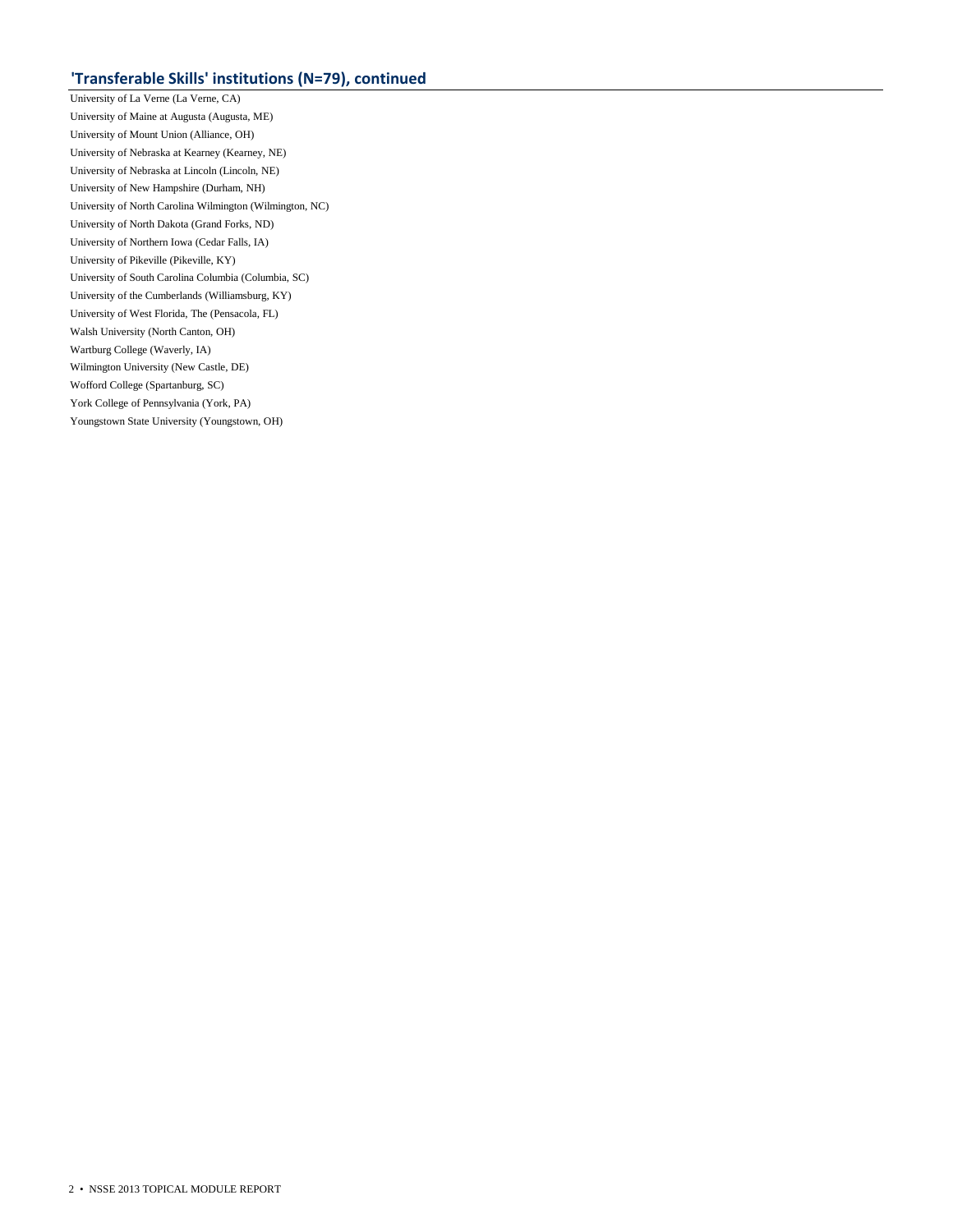## 'Transferable Skills' institutions (N=79), continued

University of La Verne (La Verne, CA)
University of Maine at Augusta (Augusta, ME)
University of Mount Union (Alliance, OH)
University of Nebraska at Kearney (Kearney, NE)
University of Nebraska at Lincoln (Lincoln, NE)
University of New Hampshire (Durham, NH)
University of North Carolina Wilmington (Wilmington, NC)
University of North Dakota (Grand Forks, ND)
University of Northern Iowa (Cedar Falls, IA)
University of Pikeville (Pikeville, KY)
University of South Carolina Columbia (Columbia, SC)
University of the Cumberlands (Williamsburg, KY)
University of West Florida, The (Pensacola, FL)
Walsh University (North Canton, OH)
Wartburg College (Waverly, IA)
Wilmington University (New Castle, DE)
Wofford College (Spartanburg, SC)
York College of Pennsylvania (York, PA)
Youngstown State University (Youngstown, OH)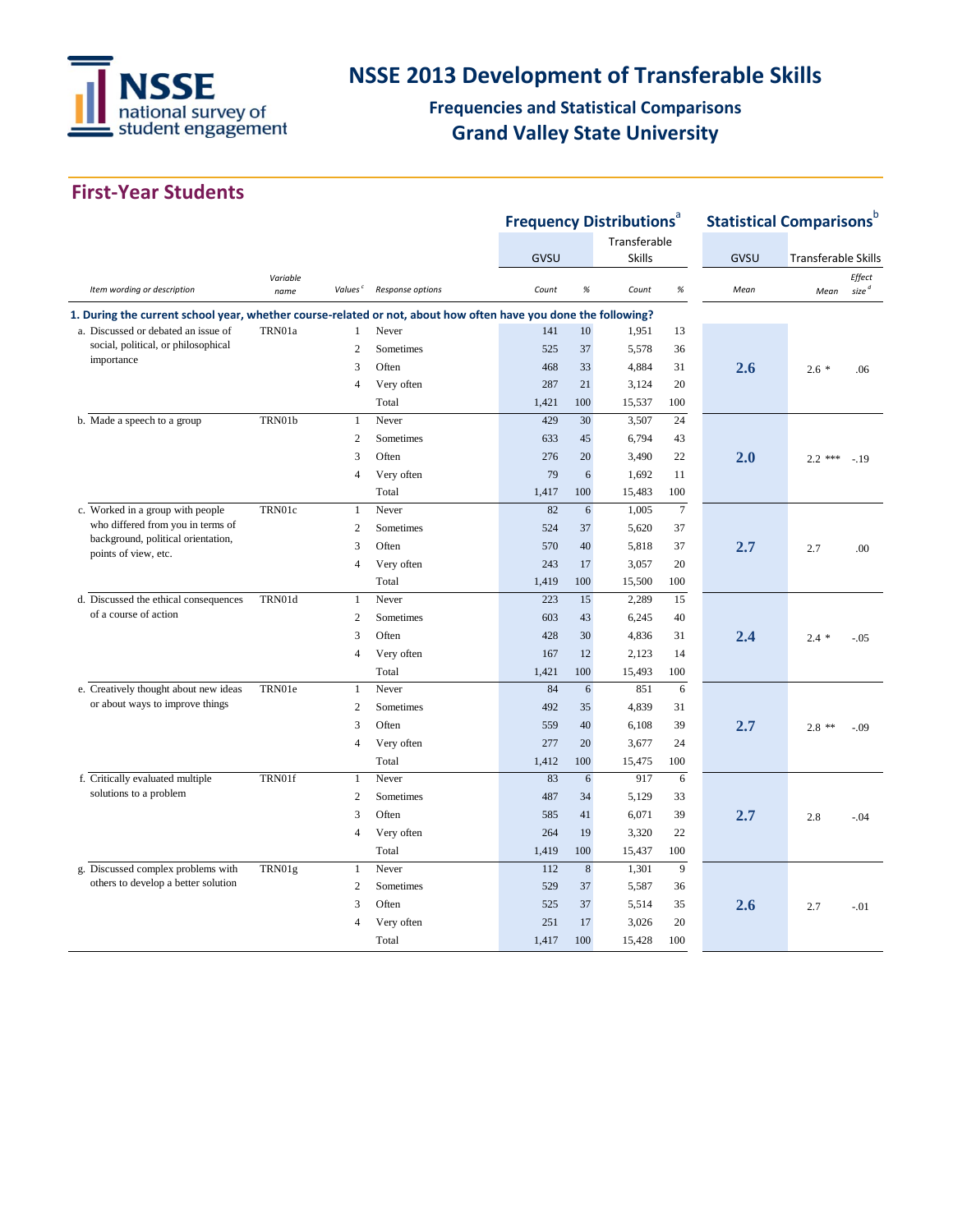# NSSE 2013 Development of Transferable Skills

## Frequencies and Statistical Comparisons

## Grand Valley State University

## First-Year Students

| | | | | Frequency Distributions[a] | | | | Statistical Comparisons[b] | | |
|---|---|---|---|---|---|---|---|---|---|---|
| | | | | GVSU | | Transferable Skills | | GVSU | Transferable Skills | |
| *Item wording or description* | *Variable name* | *Values*[c] | *Response options* | *Count* | *%* | *Count* | *%* | *Mean* | *Mean* | *Effect size*[d] |
| **1. During the current school year, whether course-related or not, about how often have you done the following?** | | | | | | | | | | |
| a. Discussed or debated an issue of social, political, or philosophical importance | TRN01a | 1 | Never | 141 | 10 | 1,951 | 13 | | | |
| | | 2 | Sometimes | 525 | 37 | 5,578 | 36 | | | |
| | | 3 | Often | 468 | 33 | 4,884 | 31 | 2.6 | 2.6 * | .06 |
| | | 4 | Very often | 287 | 21 | 3,124 | 20 | | | |
| | | | Total | 1,421 | 100 | 15,537 | 100 | | | |
| b. Made a speech to a group | TRN01b | 1 | Never | 429 | 30 | 3,507 | 24 | | | |
| | | 2 | Sometimes | 633 | 45 | 6,794 | 43 | | | |
| | | 3 | Often | 276 | 20 | 3,490 | 22 | 2.0 | 2.2 *** | -.19 |
| | | 4 | Very often | 79 | 6 | 1,692 | 11 | | | |
| | | | Total | 1,417 | 100 | 15,483 | 100 | | | |
| c. Worked in a group with people who differed from you in terms of background, political orientation, points of view, etc. | TRN01c | 1 | Never | 82 | 6 | 1,005 | 7 | | | |
| | | 2 | Sometimes | 524 | 37 | 5,620 | 37 | | | |
| | | 3 | Often | 570 | 40 | 5,818 | 37 | 2.7 | 2.7 | .00 |
| | | 4 | Very often | 243 | 17 | 3,057 | 20 | | | |
| | | | Total | 1,419 | 100 | 15,500 | 100 | | | |
| d. Discussed the ethical consequences of a course of action | TRN01d | 1 | Never | 223 | 15 | 2,289 | 15 | | | |
| | | 2 | Sometimes | 603 | 43 | 6,245 | 40 | | | |
| | | 3 | Often | 428 | 30 | 4,836 | 31 | 2.4 | 2.4 * | -.05 |
| | | 4 | Very often | 167 | 12 | 2,123 | 14 | | | |
| | | | Total | 1,421 | 100 | 15,493 | 100 | | | |
| e. Creatively thought about new ideas or about ways to improve things | TRN01e | 1 | Never | 84 | 6 | 851 | 6 | | | |
| | | 2 | Sometimes | 492 | 35 | 4,839 | 31 | | | |
| | | 3 | Often | 559 | 40 | 6,108 | 39 | 2.7 | 2.8 ** | -.09 |
| | | 4 | Very often | 277 | 20 | 3,677 | 24 | | | |
| | | | Total | 1,412 | 100 | 15,475 | 100 | | | |
| f. Critically evaluated multiple solutions to a problem | TRN01f | 1 | Never | 83 | 6 | 917 | 6 | | | |
| | | 2 | Sometimes | 487 | 34 | 5,129 | 33 | | | |
| | | 3 | Often | 585 | 41 | 6,071 | 39 | 2.7 | 2.8 | -.04 |
| | | 4 | Very often | 264 | 19 | 3,320 | 22 | | | |
| | | | Total | 1,419 | 100 | 15,437 | 100 | | | |
| g. Discussed complex problems with others to develop a better solution | TRN01g | 1 | Never | 112 | 8 | 1,301 | 9 | | | |
| | | 2 | Sometimes | 529 | 37 | 5,587 | 36 | | | |
| | | 3 | Often | 525 | 37 | 5,514 | 35 | 2.6 | 2.7 | -.01 |
| | | 4 | Very often | 251 | 17 | 3,026 | 20 | | | |
| | | | Total | 1,417 | 100 | 15,428 | 100 | | | |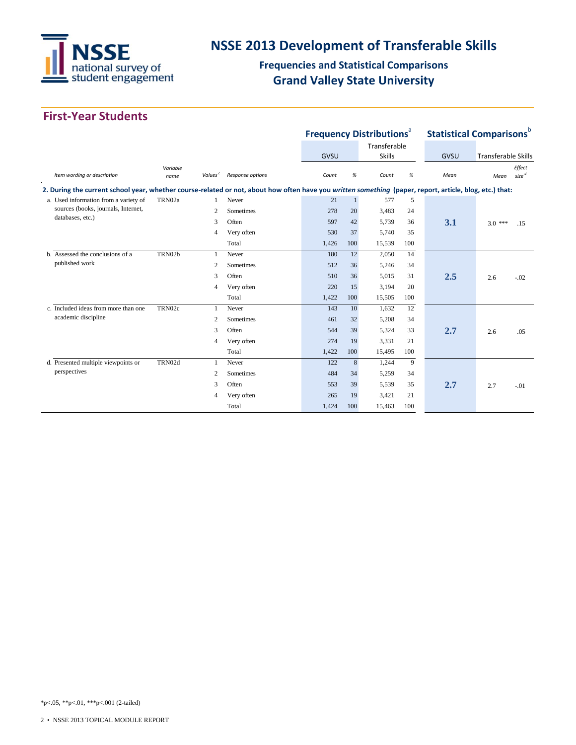# NSSE 2013 Development of Transferable Skills

## Frequencies and Statistical Comparisons

## Grand Valley State University

## First-Year Students

| | | | | Frequency Distributions[a] | | | | Statistical Comparisons[b] | | |
|---|---|---|---|---|---|---|---|---|---|---|
| | | | | GVSU | | Transferable Skills | | GVSU | Transferable Skills | |
| *Item wording or description* | *Variable name* | *Values[c]* | *Response options* | *Count* | *%* | *Count* | *%* | *Mean* | *Mean* | *Effect size[d]* |
| **2. During the current school year, whether course-related or not, about how often have you *written something* (paper, report, article, blog, etc.) that:** | | | | | | | | | | |
| a. Used information from a variety of sources (books, journals, Internet, databases, etc.) | TRN02a | 1 | Never | 21 | 1 | 577 | 5 | 3.1 | 3.0 *** | .15 |
| | | 2 | Sometimes | 278 | 20 | 3,483 | 24 | | | |
| | | 3 | Often | 597 | 42 | 5,739 | 36 | | | |
| | | 4 | Very often | 530 | 37 | 5,740 | 35 | | | |
| | | | Total | 1,426 | 100 | 15,539 | 100 | | | |
| b. Assessed the conclusions of a published work | TRN02b | 1 | Never | 180 | 12 | 2,050 | 14 | 2.5 | 2.6 | -.02 |
| | | 2 | Sometimes | 512 | 36 | 5,246 | 34 | | | |
| | | 3 | Often | 510 | 36 | 5,015 | 31 | | | |
| | | 4 | Very often | 220 | 15 | 3,194 | 20 | | | |
| | | | Total | 1,422 | 100 | 15,505 | 100 | | | |
| c. Included ideas from more than one academic discipline | TRN02c | 1 | Never | 143 | 10 | 1,632 | 12 | 2.7 | 2.6 | .05 |
| | | 2 | Sometimes | 461 | 32 | 5,208 | 34 | | | |
| | | 3 | Often | 544 | 39 | 5,324 | 33 | | | |
| | | 4 | Very often | 274 | 19 | 3,331 | 21 | | | |
| | | | Total | 1,422 | 100 | 15,495 | 100 | | | |
| d. Presented multiple viewpoints or perspectives | TRN02d | 1 | Never | 122 | 8 | 1,244 | 9 | 2.7 | 2.7 | -.01 |
| | | 2 | Sometimes | 484 | 34 | 5,259 | 34 | | | |
| | | 3 | Often | 553 | 39 | 5,539 | 35 | | | |
| | | 4 | Very often | 265 | 19 | 3,421 | 21 | | | |
| | | | Total | 1,424 | 100 | 15,463 | 100 | | | |

*p<.05, **p<.01, ***p<.001 (2-tailed)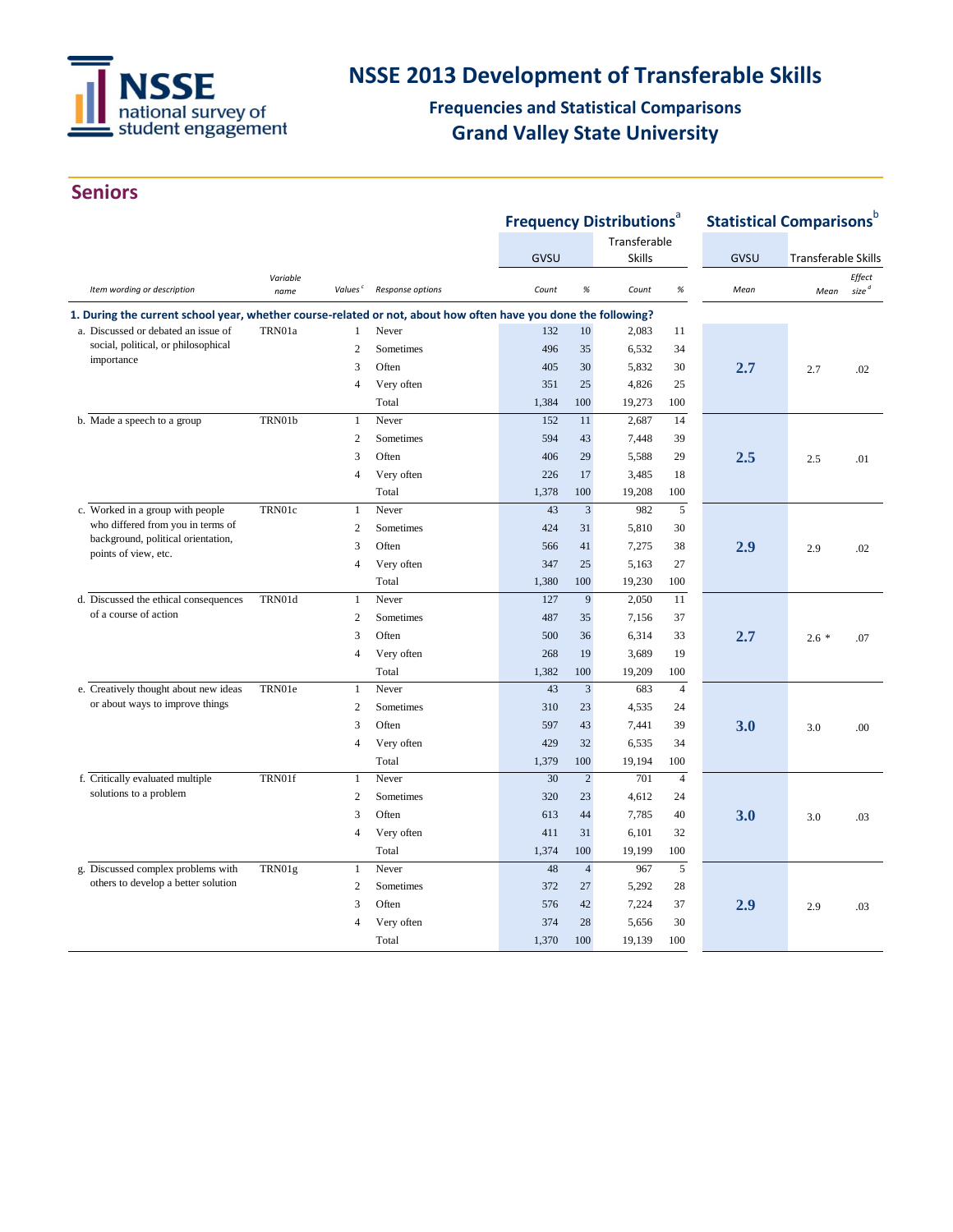# NSSE 2013 Development of Transferable Skills

## Frequencies and Statistical Comparisons

## Grand Valley State University

## Seniors

| Item wording or description | Variable name | Values[c] | Response options | Frequency Distributions[a] GVSU Count | GVSU % | Transferable Skills Count | Transferable Skills % | Statistical Comparisons[b] GVSU Mean | Transferable Skills Mean | Effect size[d] |
|---|---|---|---|---|---|---|---|---|---|---|
| **1. During the current school year, whether course-related or not, about how often have you done the following?** | | | | | | | | | | |
| a. Discussed or debated an issue of social, political, or philosophical importance | TRN01a | 1 | Never | 132 | 10 | 2,083 | 11 | **2.7** | 2.7 | .02 |
| | | 2 | Sometimes | 496 | 35 | 6,532 | 34 | | | |
| | | 3 | Often | 405 | 30 | 5,832 | 30 | | | |
| | | 4 | Very often | 351 | 25 | 4,826 | 25 | | | |
| | | | Total | 1,384 | 100 | 19,273 | 100 | | | |
| b. Made a speech to a group | TRN01b | 1 | Never | 152 | 11 | 2,687 | 14 | **2.5** | 2.5 | .01 |
| | | 2 | Sometimes | 594 | 43 | 7,448 | 39 | | | |
| | | 3 | Often | 406 | 29 | 5,588 | 29 | | | |
| | | 4 | Very often | 226 | 17 | 3,485 | 18 | | | |
| | | | Total | 1,378 | 100 | 19,208 | 100 | | | |
| c. Worked in a group with people who differed from you in terms of background, political orientation, points of view, etc. | TRN01c | 1 | Never | 43 | 3 | 982 | 5 | **2.9** | 2.9 | .02 |
| | | 2 | Sometimes | 424 | 31 | 5,810 | 30 | | | |
| | | 3 | Often | 566 | 41 | 7,275 | 38 | | | |
| | | 4 | Very often | 347 | 25 | 5,163 | 27 | | | |
| | | | Total | 1,380 | 100 | 19,230 | 100 | | | |
| d. Discussed the ethical consequences of a course of action | TRN01d | 1 | Never | 127 | 9 | 2,050 | 11 | **2.7** | 2.6 * | .07 |
| | | 2 | Sometimes | 487 | 35 | 7,156 | 37 | | | |
| | | 3 | Often | 500 | 36 | 6,314 | 33 | | | |
| | | 4 | Very often | 268 | 19 | 3,689 | 19 | | | |
| | | | Total | 1,382 | 100 | 19,209 | 100 | | | |
| e. Creatively thought about new ideas or about ways to improve things | TRN01e | 1 | Never | 43 | 3 | 683 | 4 | **3.0** | 3.0 | .00 |
| | | 2 | Sometimes | 310 | 23 | 4,535 | 24 | | | |
| | | 3 | Often | 597 | 43 | 7,441 | 39 | | | |
| | | 4 | Very often | 429 | 32 | 6,535 | 34 | | | |
| | | | Total | 1,379 | 100 | 19,194 | 100 | | | |
| f. Critically evaluated multiple solutions to a problem | TRN01f | 1 | Never | 30 | 2 | 701 | 4 | **3.0** | 3.0 | .03 |
| | | 2 | Sometimes | 320 | 23 | 4,612 | 24 | | | |
| | | 3 | Often | 613 | 44 | 7,785 | 40 | | | |
| | | 4 | Very often | 411 | 31 | 6,101 | 32 | | | |
| | | | Total | 1,374 | 100 | 19,199 | 100 | | | |
| g. Discussed complex problems with others to develop a better solution | TRN01g | 1 | Never | 48 | 4 | 967 | 5 | **2.9** | 2.9 | .03 |
| | | 2 | Sometimes | 372 | 27 | 5,292 | 28 | | | |
| | | 3 | Often | 576 | 42 | 7,224 | 37 | | | |
| | | 4 | Very often | 374 | 28 | 5,656 | 30 | | | |
| | | | Total | 1,370 | 100 | 19,139 | 100 | | | |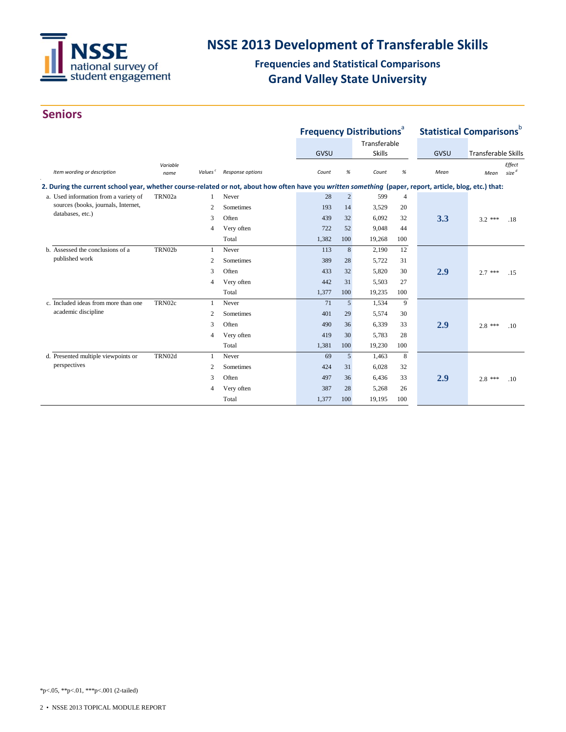# NSSE 2013 Development of Transferable Skills

## Frequencies and Statistical Comparisons

## Grand Valley State University

## Seniors

| Item wording or description | Variable name | Values[c] | Response options | Frequency Distributions[a] GVSU Count | GVSU % | Transferable Skills Count | Transferable Skills % | Statistical Comparisons[b] GVSU Mean | Transferable Skills Mean | | Effect size[d] |
|---|---|---|---|---|---|---|---|---|---|---|---|
| **2. During the current school year, whether course-related or not, about how often have you *written something* (paper, report, article, blog, etc.) that:** | | | | | | | | | | | |
| a. Used information from a variety of sources (books, journals, Internet, databases, etc.) | TRN02a | 1 | Never | 28 | 2 | 599 | 4 | 3.3 | 3.2 | *** | .18 |
| | | 2 | Sometimes | 193 | 14 | 3,529 | 20 | | | | |
| | | 3 | Often | 439 | 32 | 6,092 | 32 | | | | |
| | | 4 | Very often | 722 | 52 | 9,048 | 44 | | | | |
| | | | Total | 1,382 | 100 | 19,268 | 100 | | | | |
| b. Assessed the conclusions of a published work | TRN02b | 1 | Never | 113 | 8 | 2,190 | 12 | 2.9 | 2.7 | *** | .15 |
| | | 2 | Sometimes | 389 | 28 | 5,722 | 31 | | | | |
| | | 3 | Often | 433 | 32 | 5,820 | 30 | | | | |
| | | 4 | Very often | 442 | 31 | 5,503 | 27 | | | | |
| | | | Total | 1,377 | 100 | 19,235 | 100 | | | | |
| c. Included ideas from more than one academic discipline | TRN02c | 1 | Never | 71 | 5 | 1,534 | 9 | 2.9 | 2.8 | *** | .10 |
| | | 2 | Sometimes | 401 | 29 | 5,574 | 30 | | | | |
| | | 3 | Often | 490 | 36 | 6,339 | 33 | | | | |
| | | 4 | Very often | 419 | 30 | 5,783 | 28 | | | | |
| | | | Total | 1,381 | 100 | 19,230 | 100 | | | | |
| d. Presented multiple viewpoints or perspectives | TRN02d | 1 | Never | 69 | 5 | 1,463 | 8 | 2.9 | 2.8 | *** | .10 |
| | | 2 | Sometimes | 424 | 31 | 6,028 | 32 | | | | |
| | | 3 | Often | 497 | 36 | 6,436 | 33 | | | | |
| | | 4 | Very often | 387 | 28 | 5,268 | 26 | | | | |
| | | | Total | 1,377 | 100 | 19,195 | 100 | | | | |

*p<.05, **p<.01, ***p<.001 (2-tailed)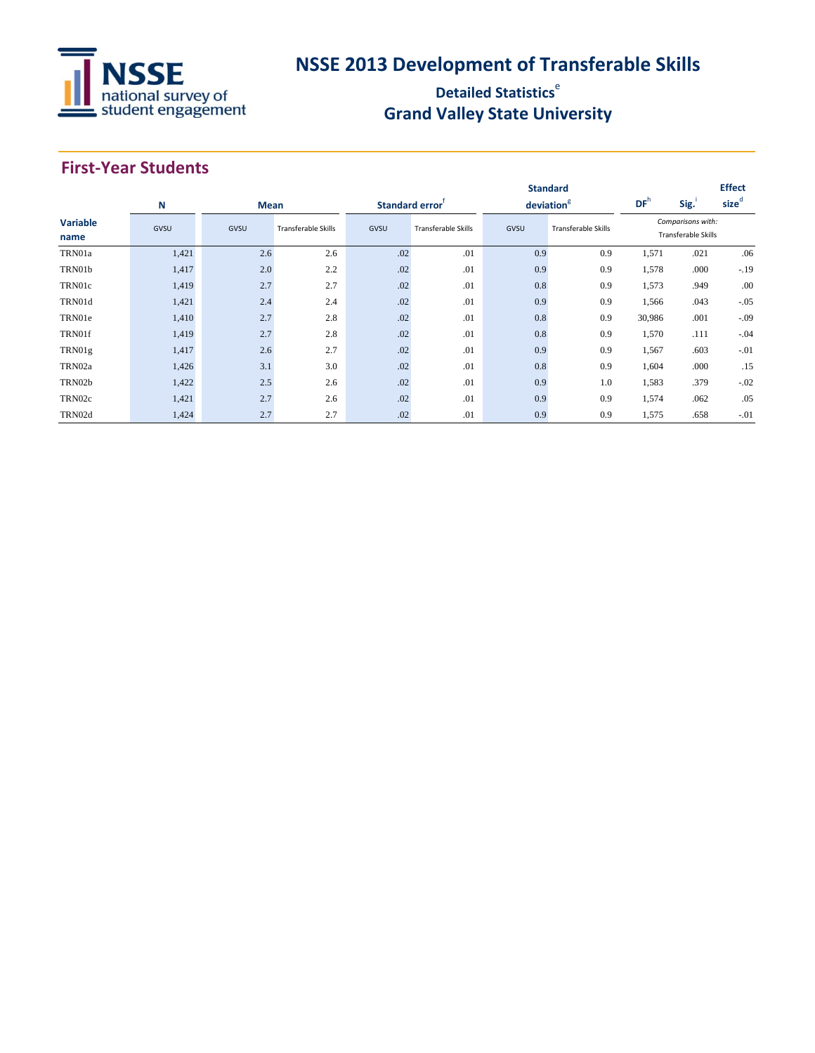# NSSE 2013 Development of Transferable Skills

## Detailed Statistics[e]

## Grand Valley State University

## First-Year Students

| Variable name | N | Mean | | Standard error[f] | | Standard deviation[g] | | DF[h] | Sig.[i] | Effect size[d] |
|---|---|---|---|---|---|---|---|---|---|---|
| | GVSU | GVSU | Transferable Skills | GVSU | Transferable Skills | GVSU | Transferable Skills | *Comparisons with:* Transferable Skills | | |
| TRN01a | 1,421 | 2.6 | 2.6 | .02 | .01 | 0.9 | 0.9 | 1,571 | .021 | .06 |
| TRN01b | 1,417 | 2.0 | 2.2 | .02 | .01 | 0.9 | 0.9 | 1,578 | .000 | -.19 |
| TRN01c | 1,419 | 2.7 | 2.7 | .02 | .01 | 0.8 | 0.9 | 1,573 | .949 | .00 |
| TRN01d | 1,421 | 2.4 | 2.4 | .02 | .01 | 0.9 | 0.9 | 1,566 | .043 | -.05 |
| TRN01e | 1,410 | 2.7 | 2.8 | .02 | .01 | 0.8 | 0.9 | 30,986 | .001 | -.09 |
| TRN01f | 1,419 | 2.7 | 2.8 | .02 | .01 | 0.8 | 0.9 | 1,570 | .111 | -.04 |
| TRN01g | 1,417 | 2.6 | 2.7 | .02 | .01 | 0.9 | 0.9 | 1,567 | .603 | -.01 |
| TRN02a | 1,426 | 3.1 | 3.0 | .02 | .01 | 0.8 | 0.9 | 1,604 | .000 | .15 |
| TRN02b | 1,422 | 2.5 | 2.6 | .02 | .01 | 0.9 | 1.0 | 1,583 | .379 | -.02 |
| TRN02c | 1,421 | 2.7 | 2.6 | .02 | .01 | 0.9 | 0.9 | 1,574 | .062 | .05 |
| TRN02d | 1,424 | 2.7 | 2.7 | .02 | .01 | 0.9 | 0.9 | 1,575 | .658 | -.01 |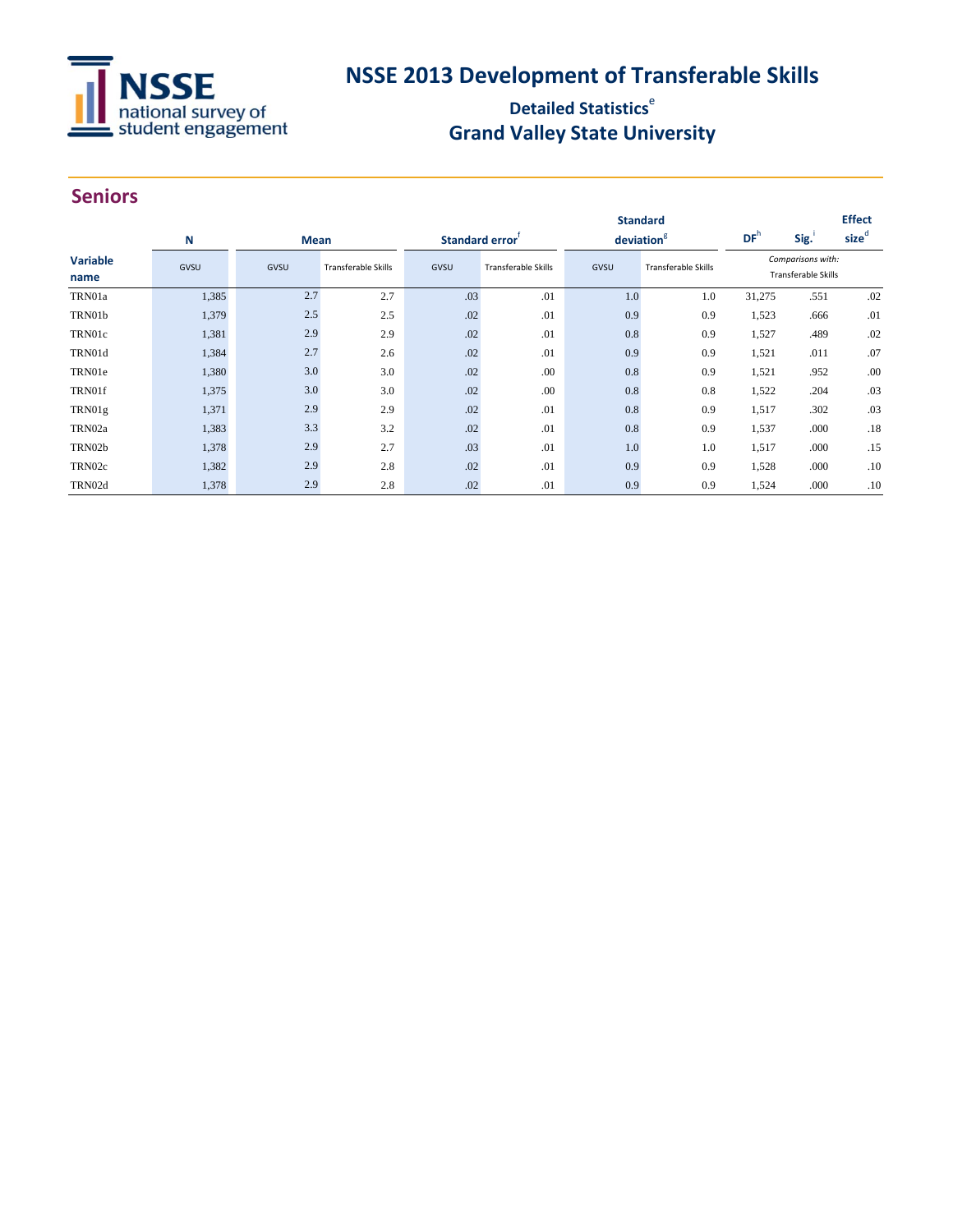# NSSE 2013 Development of Transferable Skills

## Detailed Statistics[e]

## Grand Valley State University

## Seniors

| Variable name | N | Mean | | Standard error[f] | | Standard deviation[g] | | DF[h] | Sig.[i] | Effect size[d] |
|---|---|---|---|---|---|---|---|---|---|---|
| | GVSU | GVSU | Transferable Skills | GVSU | Transferable Skills | GVSU | Transferable Skills | *Comparisons with:* Transferable Skills | | |
| TRN01a | 1,385 | 2.7 | 2.7 | .03 | .01 | 1.0 | 1.0 | 31,275 | .551 | .02 |
| TRN01b | 1,379 | 2.5 | 2.5 | .02 | .01 | 0.9 | 0.9 | 1,523 | .666 | .01 |
| TRN01c | 1,381 | 2.9 | 2.9 | .02 | .01 | 0.8 | 0.9 | 1,527 | .489 | .02 |
| TRN01d | 1,384 | 2.7 | 2.6 | .02 | .01 | 0.9 | 0.9 | 1,521 | .011 | .07 |
| TRN01e | 1,380 | 3.0 | 3.0 | .02 | .00 | 0.8 | 0.9 | 1,521 | .952 | .00 |
| TRN01f | 1,375 | 3.0 | 3.0 | .02 | .00 | 0.8 | 0.8 | 1,522 | .204 | .03 |
| TRN01g | 1,371 | 2.9 | 2.9 | .02 | .01 | 0.8 | 0.9 | 1,517 | .302 | .03 |
| TRN02a | 1,383 | 3.3 | 3.2 | .02 | .01 | 0.8 | 0.9 | 1,537 | .000 | .18 |
| TRN02b | 1,378 | 2.9 | 2.7 | .03 | .01 | 1.0 | 1.0 | 1,517 | .000 | .15 |
| TRN02c | 1,382 | 2.9 | 2.8 | .02 | .01 | 0.9 | 0.9 | 1,528 | .000 | .10 |
| TRN02d | 1,378 | 2.9 | 2.8 | .02 | .01 | 0.9 | 0.9 | 1,524 | .000 | .10 |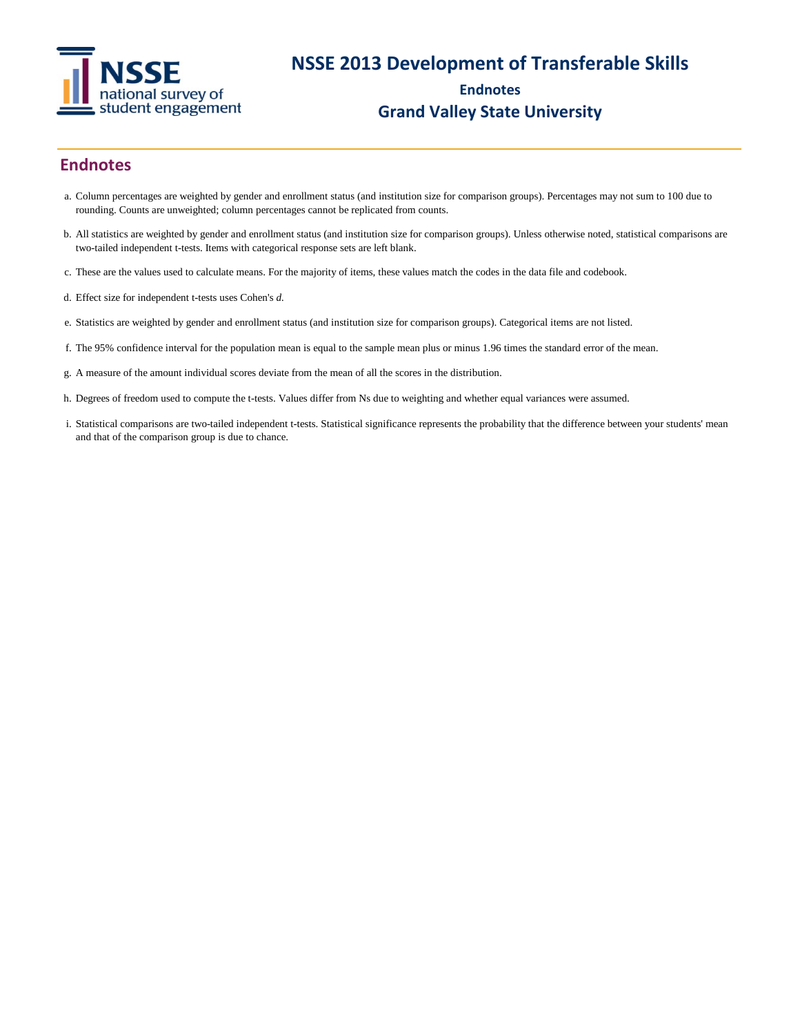# NSSE 2013 Development of Transferable Skills

### Endnotes

## Grand Valley State University

## Endnotes

a. Column percentages are weighted by gender and enrollment status (and institution size for comparison groups). Percentages may not sum to 100 due to rounding. Counts are unweighted; column percentages cannot be replicated from counts.

b. All statistics are weighted by gender and enrollment status (and institution size for comparison groups). Unless otherwise noted, statistical comparisons are two-tailed independent t-tests. Items with categorical response sets are left blank.

c. These are the values used to calculate means. For the majority of items, these values match the codes in the data file and codebook.

d. Effect size for independent t-tests uses Cohen's *d*.

e. Statistics are weighted by gender and enrollment status (and institution size for comparison groups). Categorical items are not listed.

f. The 95% confidence interval for the population mean is equal to the sample mean plus or minus 1.96 times the standard error of the mean.

g. A measure of the amount individual scores deviate from the mean of all the scores in the distribution.

h. Degrees of freedom used to compute the t-tests. Values differ from Ns due to weighting and whether equal variances were assumed.

i. Statistical comparisons are two-tailed independent t-tests. Statistical significance represents the probability that the difference between your students' mean and that of the comparison group is due to chance.